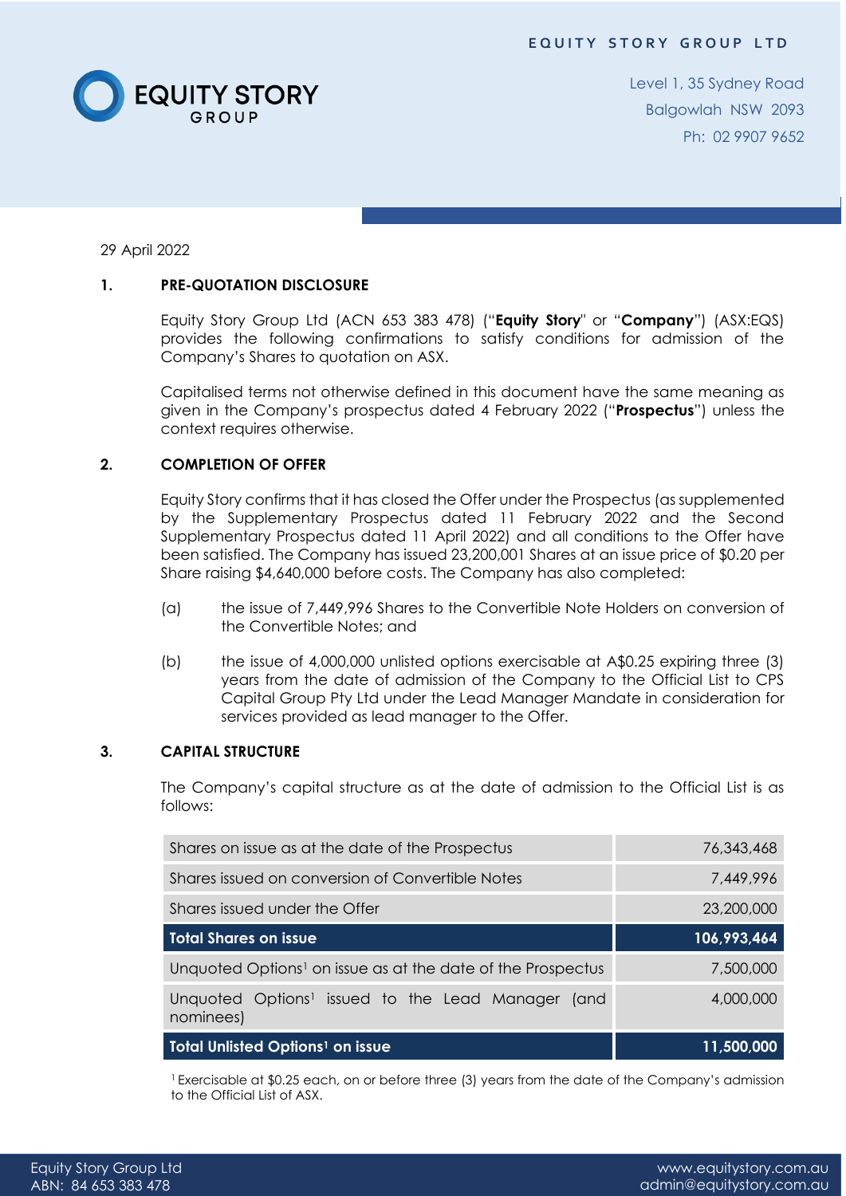EQUITY STORY GROUP LTD

Level 1, 35 Sydney Road
Balgowlah NSW 2093
Ph: 02 9907 9652

29 April 2022

## 1. PRE-QUOTATION DISCLOSURE

Equity Story Group Ltd (ACN 653 383 478) ("**Equity Story**" or "**Company**") (ASX:EQS) provides the following confirmations to satisfy conditions for admission of the Company's Shares to quotation on ASX.

Capitalised terms not otherwise defined in this document have the same meaning as given in the Company's prospectus dated 4 February 2022 ("**Prospectus**") unless the context requires otherwise.

## 2. COMPLETION OF OFFER

Equity Story confirms that it has closed the Offer under the Prospectus (as supplemented by the Supplementary Prospectus dated 11 February 2022 and the Second Supplementary Prospectus dated 11 April 2022) and all conditions to the Offer have been satisfied. The Company has issued 23,200,001 Shares at an issue price of $0.20 per Share raising $4,640,000 before costs. The Company has also completed:

(a) the issue of 7,449,996 Shares to the Convertible Note Holders on conversion of the Convertible Notes; and

(b) the issue of 4,000,000 unlisted options exercisable at A$0.25 expiring three (3) years from the date of admission of the Company to the Official List to CPS Capital Group Pty Ltd under the Lead Manager Mandate in consideration for services provided as lead manager to the Offer.

## 3. CAPITAL STRUCTURE

The Company's capital structure as at the date of admission to the Official List is as follows:

| | |
|---|---|
| Shares on issue as at the date of the Prospectus | 76,343,468 |
| Shares issued on conversion of Convertible Notes | 7,449,996 |
| Shares issued under the Offer | 23,200,000 |
| **Total Shares on issue** | **106,993,464** |
| Unquoted Options[1] on issue as at the date of the Prospectus | 7,500,000 |
| Unquoted Options[1] issued to the Lead Manager (and nominees) | 4,000,000 |
| **Total Unlisted Options[1] on issue** | **11,500,000** |

[1] Exercisable at $0.25 each, on or before three (3) years from the date of the Company's admission to the Official List of ASX.

Equity Story Group Ltd
ABN: 84 653 383 478

www.equitystory.com.au
admin@equitystory.com.au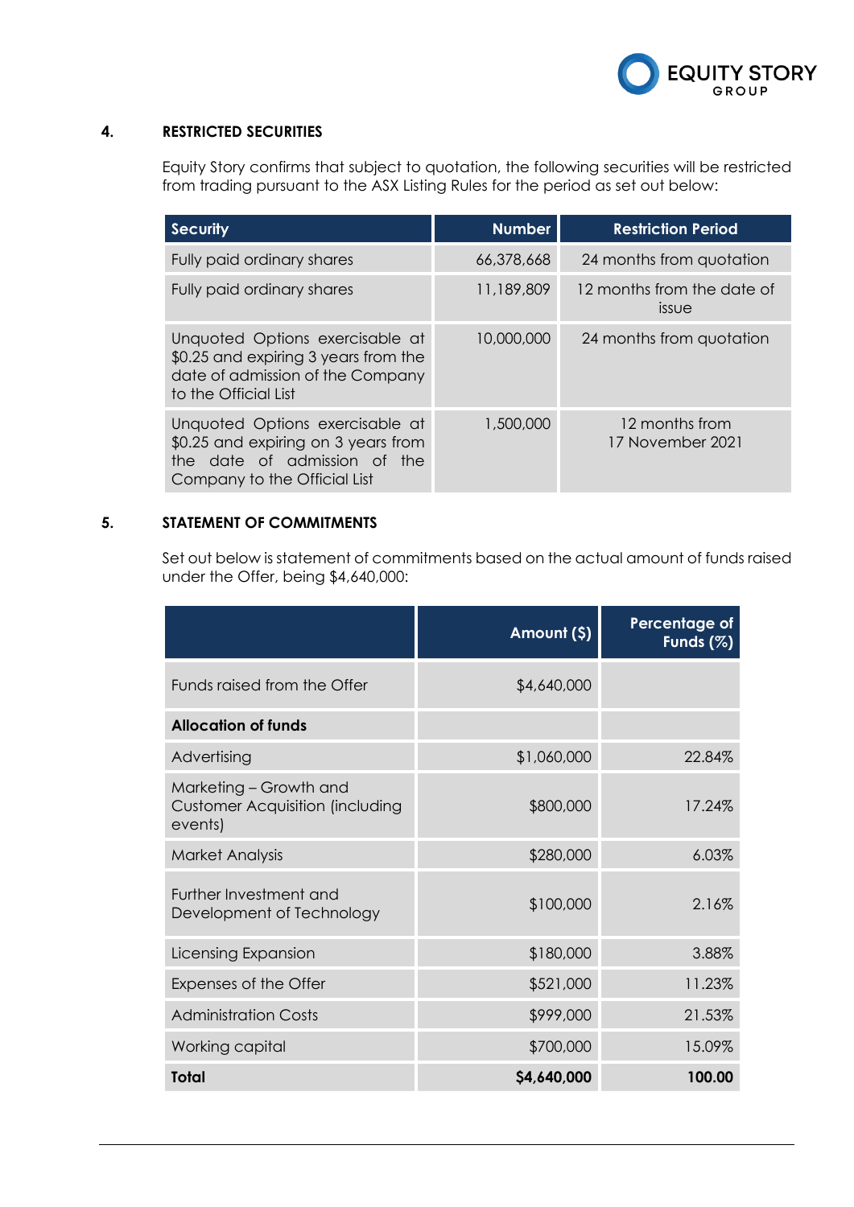## 4. RESTRICTED SECURITIES

Equity Story confirms that subject to quotation, the following securities will be restricted from trading pursuant to the ASX Listing Rules for the period as set out below:

| Security | Number | Restriction Period |
|---|---|---|
| Fully paid ordinary shares | 66,378,668 | 24 months from quotation |
| Fully paid ordinary shares | 11,189,809 | 12 months from the date of issue |
| Unquoted Options exercisable at $0.25 and expiring 3 years from the date of admission of the Company to the Official List | 10,000,000 | 24 months from quotation |
| Unquoted Options exercisable at $0.25 and expiring on 3 years from the date of admission of the Company to the Official List | 1,500,000 | 12 months from 17 November 2021 |

## 5. STATEMENT OF COMMITMENTS

Set out below is statement of commitments based on the actual amount of funds raised under the Offer, being $4,640,000:

| | Amount ($) | Percentage of Funds (%) |
|---|---|---|
| Funds raised from the Offer | $4,640,000 | |
| **Allocation of funds** | | |
| Advertising | $1,060,000 | 22.84% |
| Marketing – Growth and Customer Acquisition (including events) | $800,000 | 17.24% |
| Market Analysis | $280,000 | 6.03% |
| Further Investment and Development of Technology | $100,000 | 2.16% |
| Licensing Expansion | $180,000 | 3.88% |
| Expenses of the Offer | $521,000 | 11.23% |
| Administration Costs | $999,000 | 21.53% |
| Working capital | $700,000 | 15.09% |
| **Total** | **$4,640,000** | **100.00** |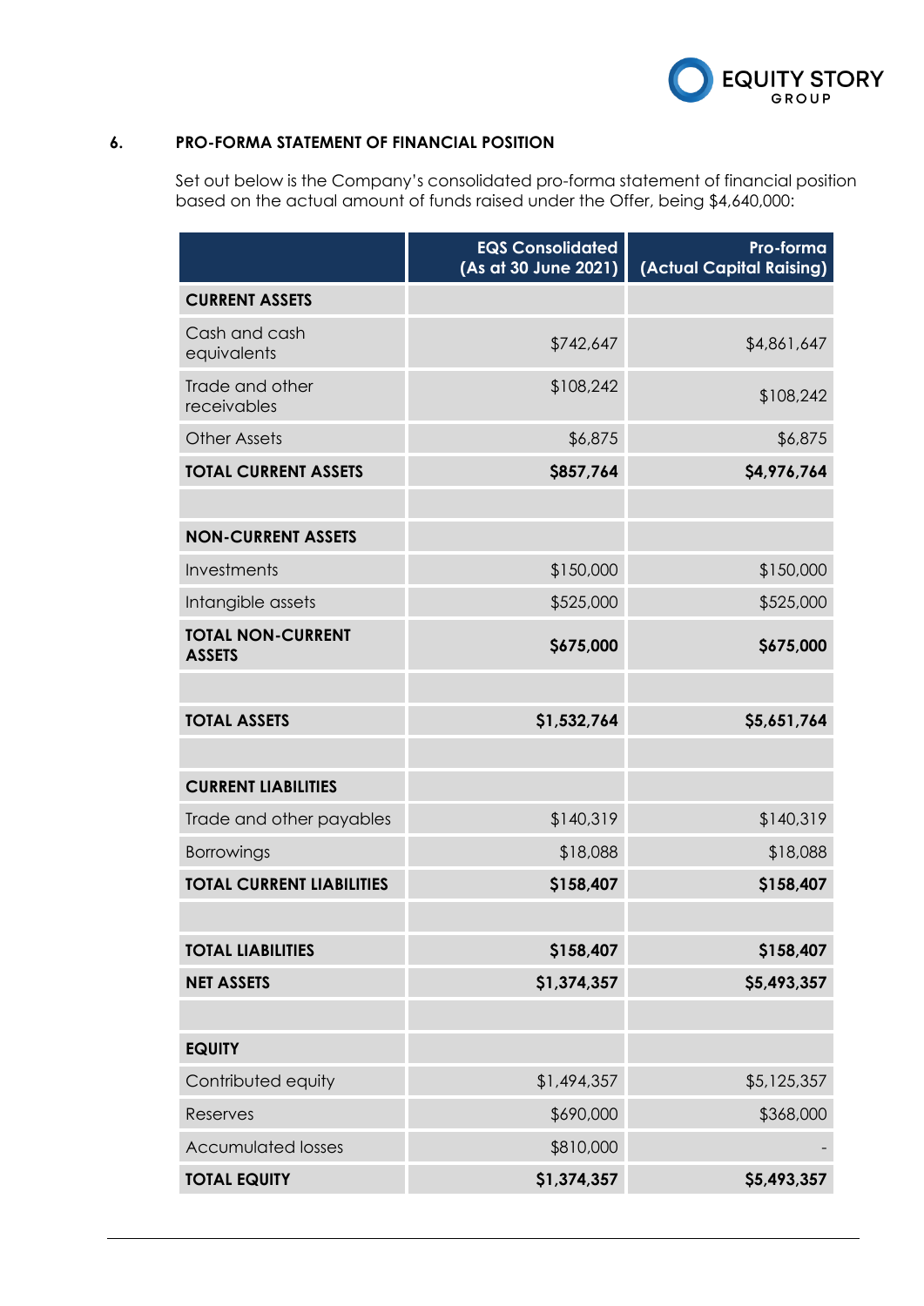## 6. PRO-FORMA STATEMENT OF FINANCIAL POSITION

Set out below is the Company's consolidated pro-forma statement of financial position based on the actual amount of funds raised under the Offer, being $4,640,000:

| | EQS Consolidated (As at 30 June 2021) | Pro-forma (Actual Capital Raising) |
|---|---|---|
| **CURRENT ASSETS** | | |
| Cash and cash equivalents | $742,647 | $4,861,647 |
| Trade and other receivables | $108,242 | $108,242 |
| Other Assets | $6,875 | $6,875 |
| **TOTAL CURRENT ASSETS** | **$857,764** | **$4,976,764** |
| | | |
| **NON-CURRENT ASSETS** | | |
| Investments | $150,000 | $150,000 |
| Intangible assets | $525,000 | $525,000 |
| **TOTAL NON-CURRENT ASSETS** | **$675,000** | **$675,000** |
| | | |
| **TOTAL ASSETS** | **$1,532,764** | **$5,651,764** |
| | | |
| **CURRENT LIABILITIES** | | |
| Trade and other payables | $140,319 | $140,319 |
| Borrowings | $18,088 | $18,088 |
| **TOTAL CURRENT LIABILITIES** | **$158,407** | **$158,407** |
| | | |
| **TOTAL LIABILITIES** | **$158,407** | **$158,407** |
| **NET ASSETS** | **$1,374,357** | **$5,493,357** |
| | | |
| **EQUITY** | | |
| Contributed equity | $1,494,357 | $5,125,357 |
| Reserves | $690,000 | $368,000 |
| Accumulated losses | $810,000 | - |
| **TOTAL EQUITY** | **$1,374,357** | **$5,493,357** |